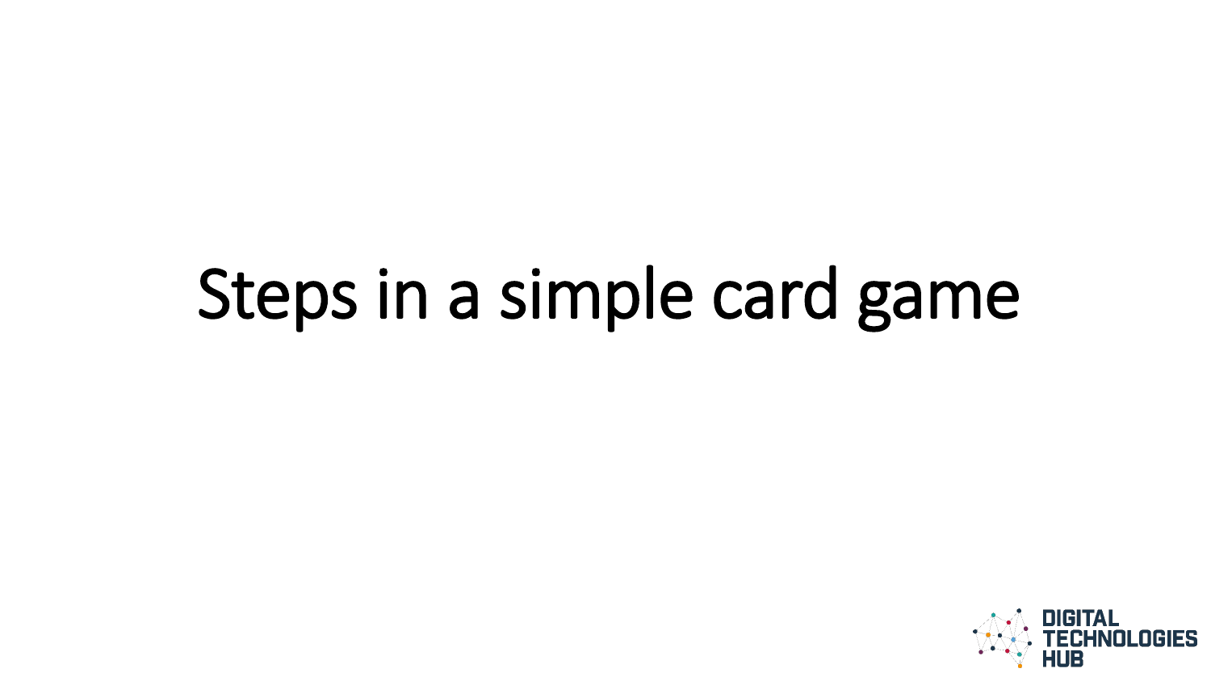# Steps in a simple card game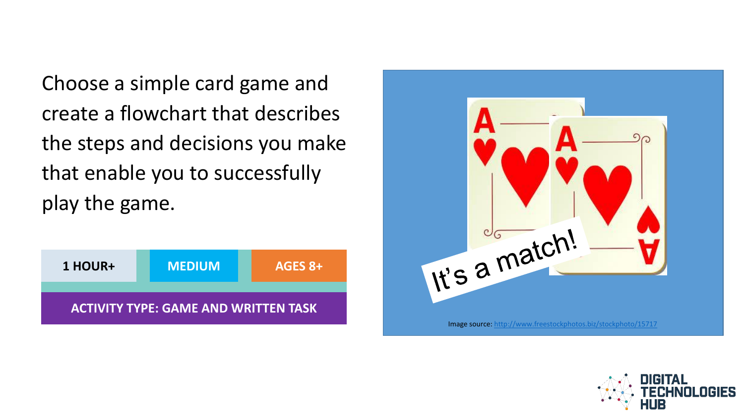Choose a simple card game and create a flowchart that describes the steps and decisions you make that enable you to successfully play the game.

| 1 HOUR+ | MEDIUM | AGES 8+ |
| --- | --- | --- |

**ACTIVITY TYPE: GAME AND WRITTEN TASK**

It's a match!

Image source: http://www.freestockphotos.biz/stockphoto/15717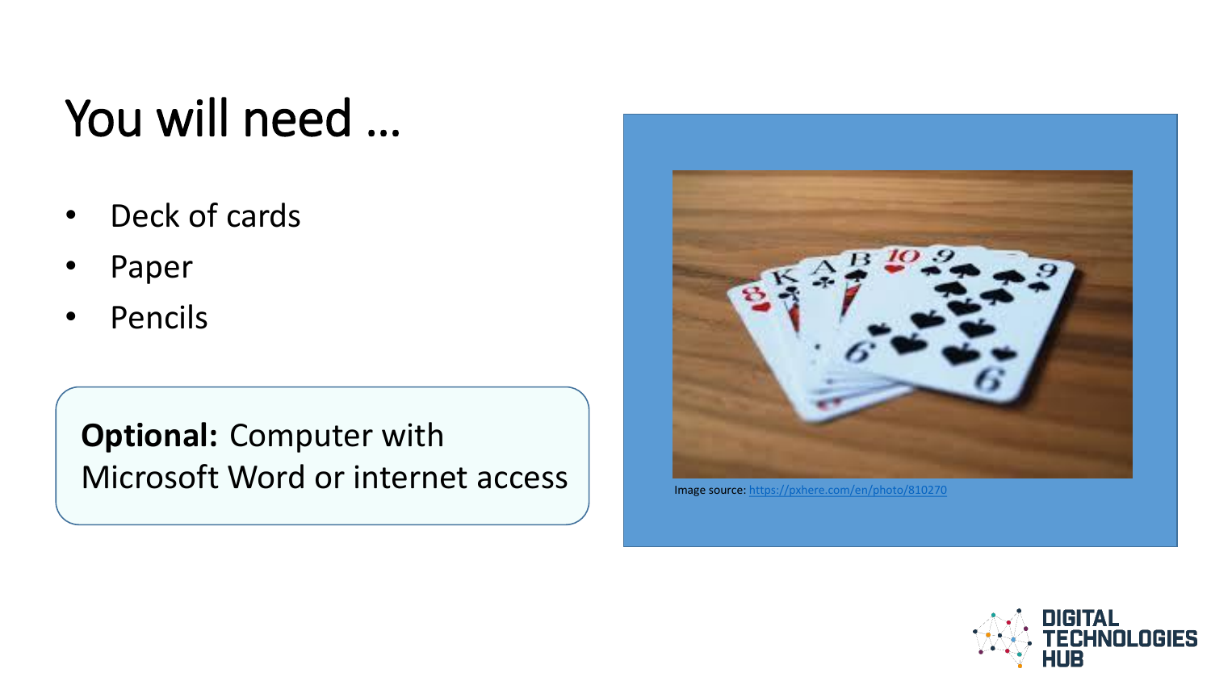# You will need …

- Deck of cards
- Paper
- Pencils

**Optional:** Computer with Microsoft Word or internet access

Image source: https://pxhere.com/en/photo/810270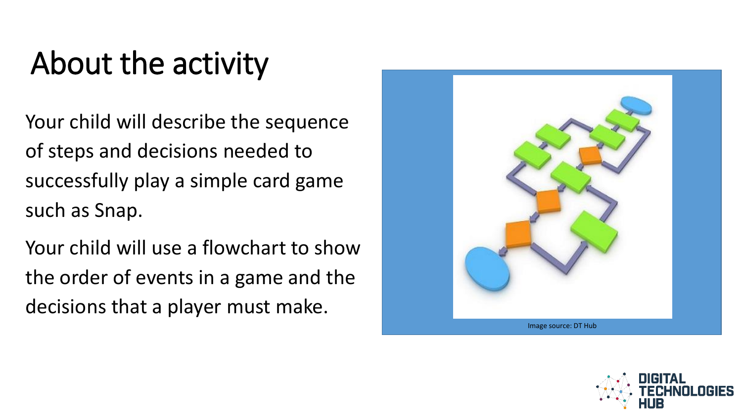# About the activity

Your child will describe the sequence of steps and decisions needed to successfully play a simple card game such as Snap.

Your child will use a flowchart to show the order of events in a game and the decisions that a player must make.

Image source: DT Hub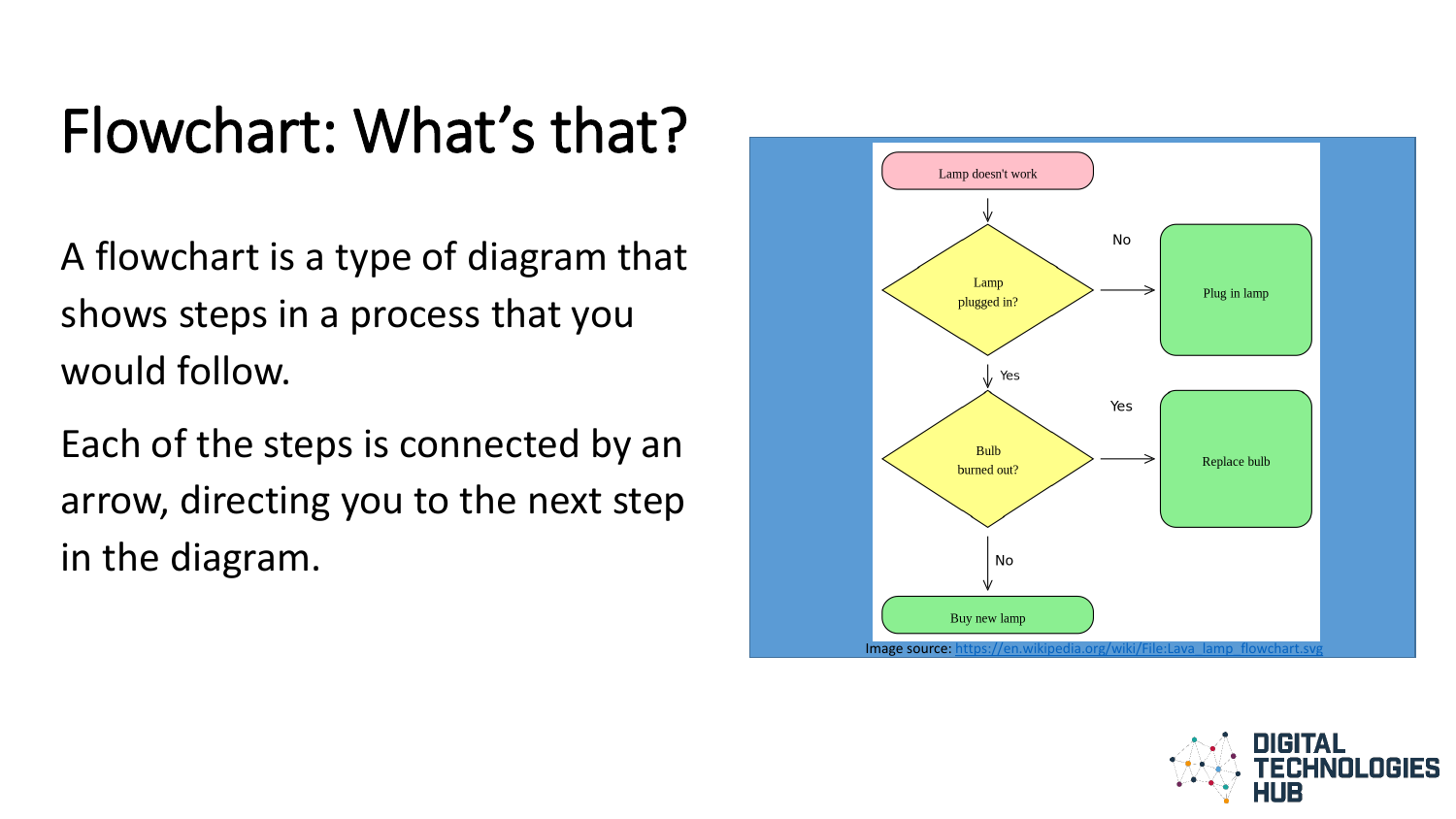# Flowchart: What's that?

A flowchart is a type of diagram that shows steps in a process that you would follow.

Each of the steps is connected by an arrow, directing you to the next step in the diagram.

Lamp doesn't work

Lamp plugged in?

No

Plug in lamp

Yes

Bulb burned out?

Yes

Replace bulb

No

Buy new lamp

Image source: https://en.wikipedia.org/wiki/File:Lava_lamp_flowchart.svg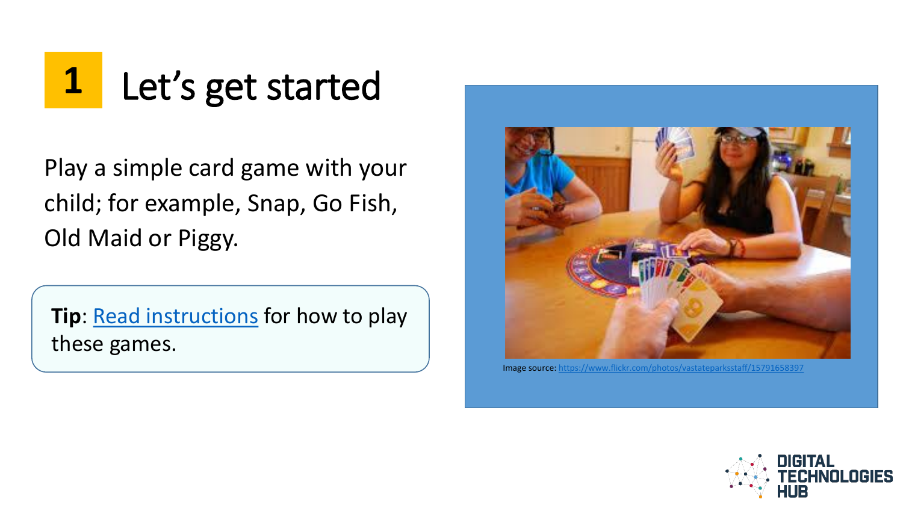# 1 Let's get started

Play a simple card game with your child; for example, Snap, Go Fish, Old Maid or Piggy.

**Tip**: Read instructions for how to play these games.

Image source: https://www.flickr.com/photos/vastateparksstaff/15791658397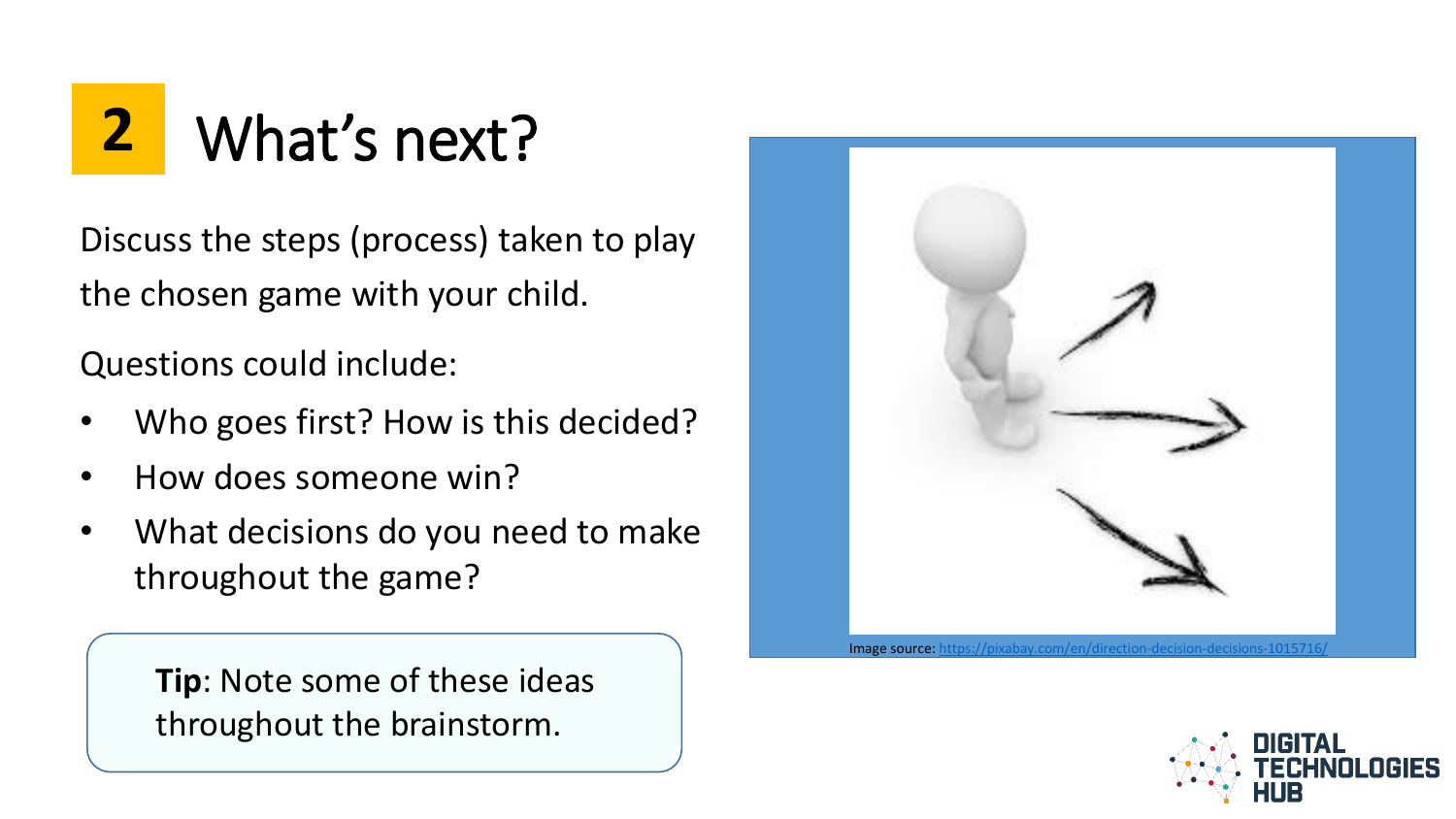# 2 What's next?

Discuss the steps (process) taken to play the chosen game with your child.

Questions could include:

- Who goes first? How is this decided?
- How does someone win?
- What decisions do you need to make throughout the game?

> **Tip**: Note some of these ideas throughout the brainstorm.

Image source: https://pixabay.com/en/direction-decision-decisions-1015716/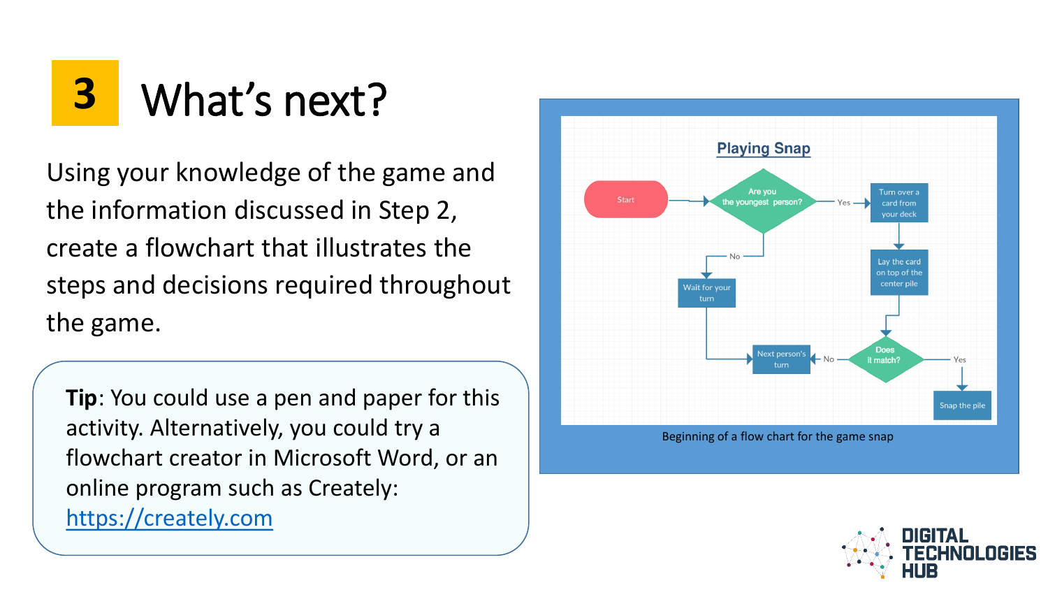# 3 What's next?

Using your knowledge of the game and the information discussed in Step 2, create a flowchart that illustrates the steps and decisions required throughout the game.

**Tip**: You could use a pen and paper for this activity. Alternatively, you could try a flowchart creator in Microsoft Word, or an online program such as Creately: [https://creately.com](https://creately.com)

**Playing Snap**

- Start
- Are you the youngest person?
  - Yes → Turn over a card from your deck → Lay the card on top of the center pile → Does it match?
    - Yes → Snap the pile
    - No → Next person's turn
  - No → Wait for your turn → Next person's turn

Beginning of a flow chart for the game snap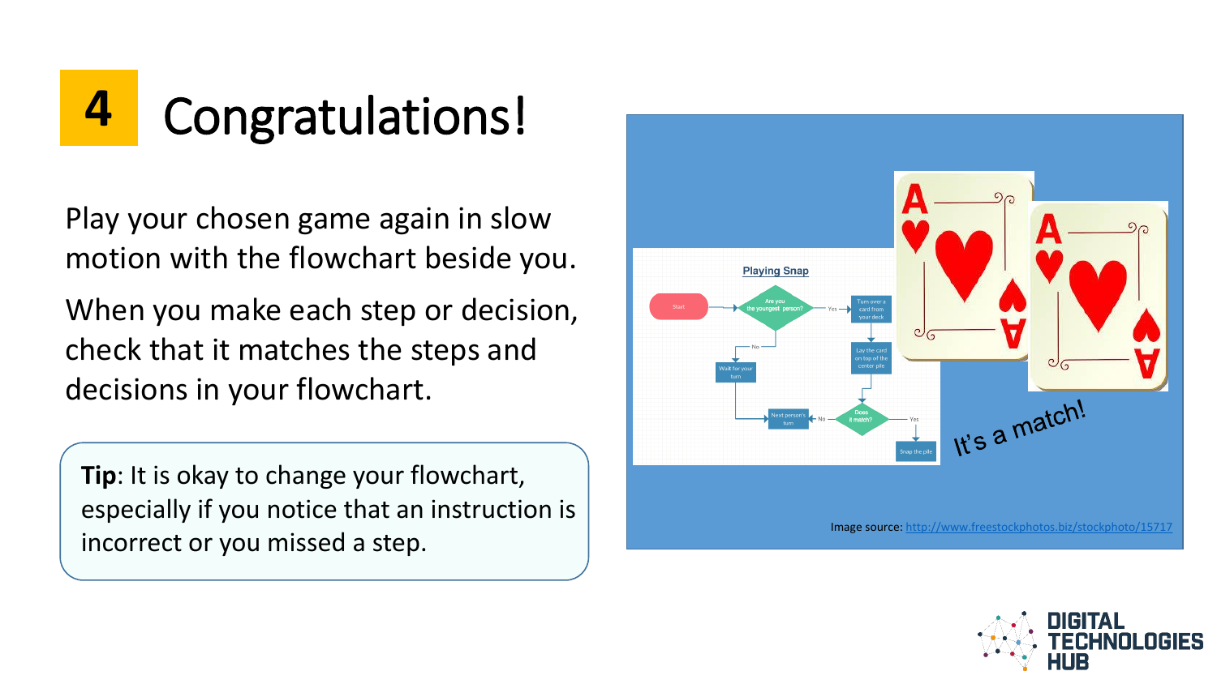# 4 Congratulations!

Play your chosen game again in slow motion with the flowchart beside you.

When you make each step or decision, check that it matches the steps and decisions in your flowchart.

**Tip**: It is okay to change your flowchart, especially if you notice that an instruction is incorrect or you missed a step.

Playing Snap

Start → Are you the youngest person? → Yes → Turn over a card from your deck → Lay the card on top of the center pile → Does it match? → Yes → Snap the pile

Are you the youngest person? → No → Wait for your turn → Next person's turn

Does it match? → No → Next person's turn

It's a match!

Image source: http://www.freestockphotos.biz/stockphoto/15717

DIGITAL TECHNOLOGIES HUB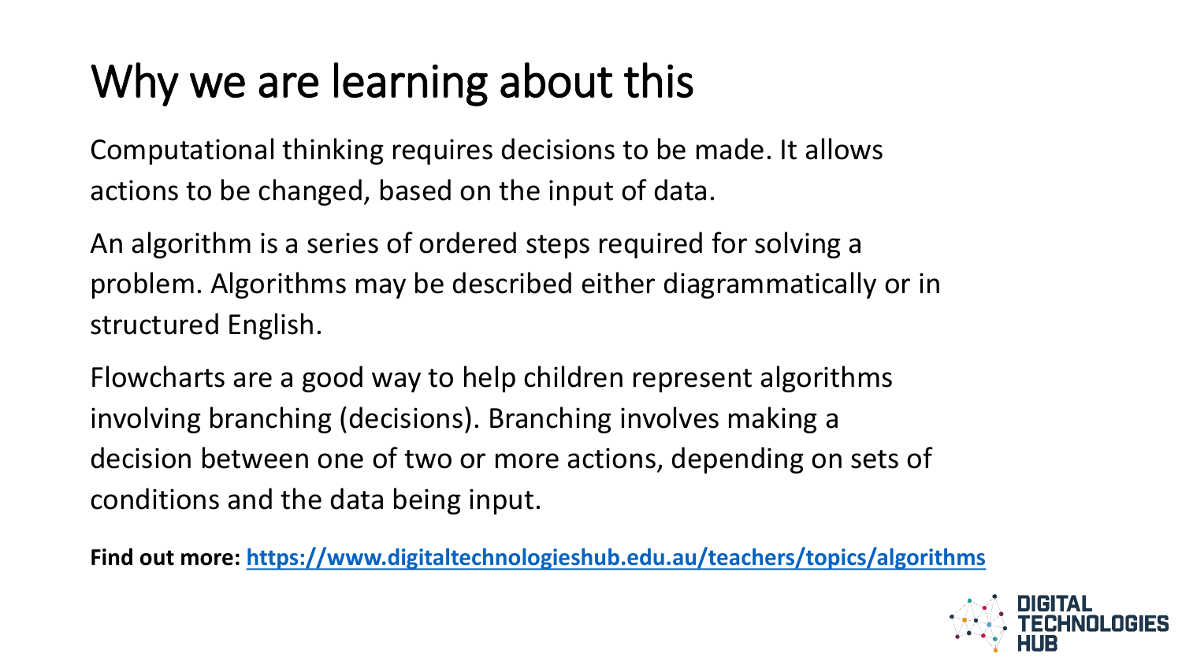# Why we are learning about this

Computational thinking requires decisions to be made. It allows actions to be changed, based on the input of data.

An algorithm is a series of ordered steps required for solving a problem. Algorithms may be described either diagrammatically or in structured English.

Flowcharts are a good way to help children represent algorithms involving branching (decisions). Branching involves making a decision between one of two or more actions, depending on sets of conditions and the data being input.

**Find out more: [https://www.digitaltechnologieshub.edu.au/teachers/topics/algorithms](https://www.digitaltechnologieshub.edu.au/teachers/topics/algorithms)**

DIGITAL TECHNOLOGIES HUB